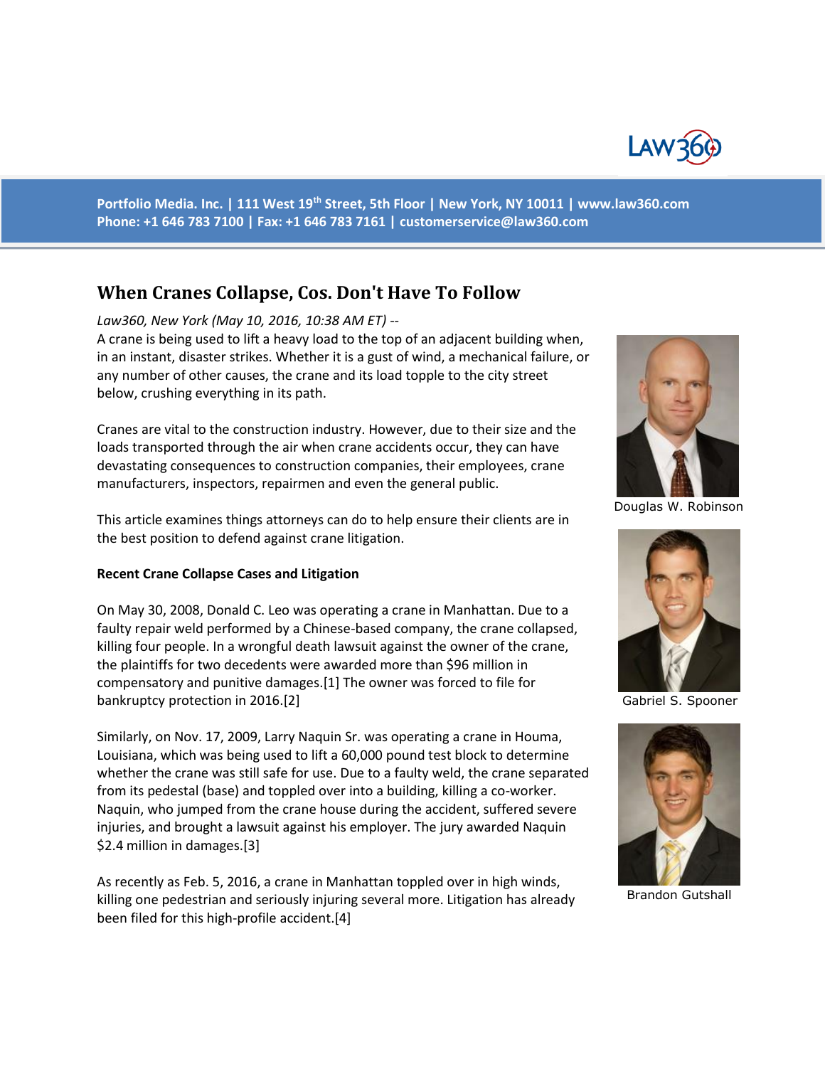Portfolio Media. Inc. | 111 West 19th Street, 5th Floor | New York, NY 10011 | www.law360.com
Phone: +1 646 783 7100 | Fax: +1 646 783 7161 | customerservice@law360.com

# When Cranes Collapse, Cos. Don't Have To Follow

*Law360, New York (May 10, 2016, 10:38 AM ET) --*

A crane is being used to lift a heavy load to the top of an adjacent building when, in an instant, disaster strikes. Whether it is a gust of wind, a mechanical failure, or any number of other causes, the crane and its load topple to the city street below, crushing everything in its path.

Douglas W. Robinson

Gabriel S. Spooner

Brandon Gutshall

Cranes are vital to the construction industry. However, due to their size and the loads transported through the air when crane accidents occur, they can have devastating consequences to construction companies, their employees, crane manufacturers, inspectors, repairmen and even the general public.

This article examines things attorneys can do to help ensure their clients are in the best position to defend against crane litigation.

**Recent Crane Collapse Cases and Litigation**

On May 30, 2008, Donald C. Leo was operating a crane in Manhattan. Due to a faulty repair weld performed by a Chinese-based company, the crane collapsed, killing four people. In a wrongful death lawsuit against the owner of the crane, the plaintiffs for two decedents were awarded more than $96 million in compensatory and punitive damages.[1] The owner was forced to file for bankruptcy protection in 2016.[2]

Similarly, on Nov. 17, 2009, Larry Naquin Sr. was operating a crane in Houma, Louisiana, which was being used to lift a 60,000 pound test block to determine whether the crane was still safe for use. Due to a faulty weld, the crane separated from its pedestal (base) and toppled over into a building, killing a co-worker. Naquin, who jumped from the crane house during the accident, suffered severe injuries, and brought a lawsuit against his employer. The jury awarded Naquin $2.4 million in damages.[3]

As recently as Feb. 5, 2016, a crane in Manhattan toppled over in high winds, killing one pedestrian and seriously injuring several more. Litigation has already been filed for this high-profile accident.[4]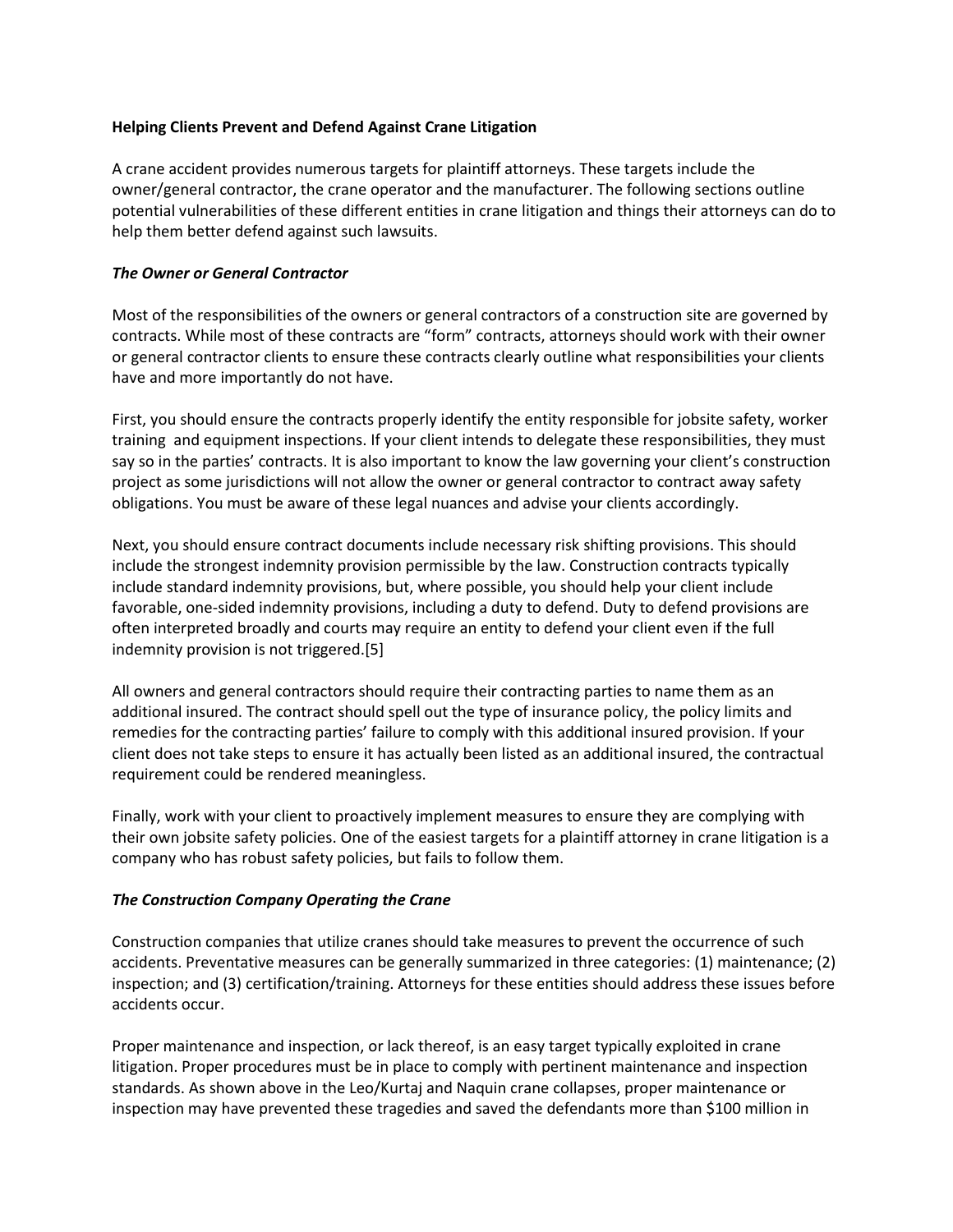**Helping Clients Prevent and Defend Against Crane Litigation**

A crane accident provides numerous targets for plaintiff attorneys. These targets include the owner/general contractor, the crane operator and the manufacturer. The following sections outline potential vulnerabilities of these different entities in crane litigation and things their attorneys can do to help them better defend against such lawsuits.

***The Owner or General Contractor***

Most of the responsibilities of the owners or general contractors of a construction site are governed by contracts. While most of these contracts are "form" contracts, attorneys should work with their owner or general contractor clients to ensure these contracts clearly outline what responsibilities your clients have and more importantly do not have.

First, you should ensure the contracts properly identify the entity responsible for jobsite safety, worker training and equipment inspections. If your client intends to delegate these responsibilities, they must say so in the parties' contracts. It is also important to know the law governing your client's construction project as some jurisdictions will not allow the owner or general contractor to contract away safety obligations. You must be aware of these legal nuances and advise your clients accordingly.

Next, you should ensure contract documents include necessary risk shifting provisions. This should include the strongest indemnity provision permissible by the law. Construction contracts typically include standard indemnity provisions, but, where possible, you should help your client include favorable, one-sided indemnity provisions, including a duty to defend. Duty to defend provisions are often interpreted broadly and courts may require an entity to defend your client even if the full indemnity provision is not triggered.[5]

All owners and general contractors should require their contracting parties to name them as an additional insured. The contract should spell out the type of insurance policy, the policy limits and remedies for the contracting parties' failure to comply with this additional insured provision. If your client does not take steps to ensure it has actually been listed as an additional insured, the contractual requirement could be rendered meaningless.

Finally, work with your client to proactively implement measures to ensure they are complying with their own jobsite safety policies. One of the easiest targets for a plaintiff attorney in crane litigation is a company who has robust safety policies, but fails to follow them.

***The Construction Company Operating the Crane***

Construction companies that utilize cranes should take measures to prevent the occurrence of such accidents. Preventative measures can be generally summarized in three categories: (1) maintenance; (2) inspection; and (3) certification/training. Attorneys for these entities should address these issues before accidents occur.

Proper maintenance and inspection, or lack thereof, is an easy target typically exploited in crane litigation. Proper procedures must be in place to comply with pertinent maintenance and inspection standards. As shown above in the Leo/Kurtaj and Naquin crane collapses, proper maintenance or inspection may have prevented these tragedies and saved the defendants more than $100 million in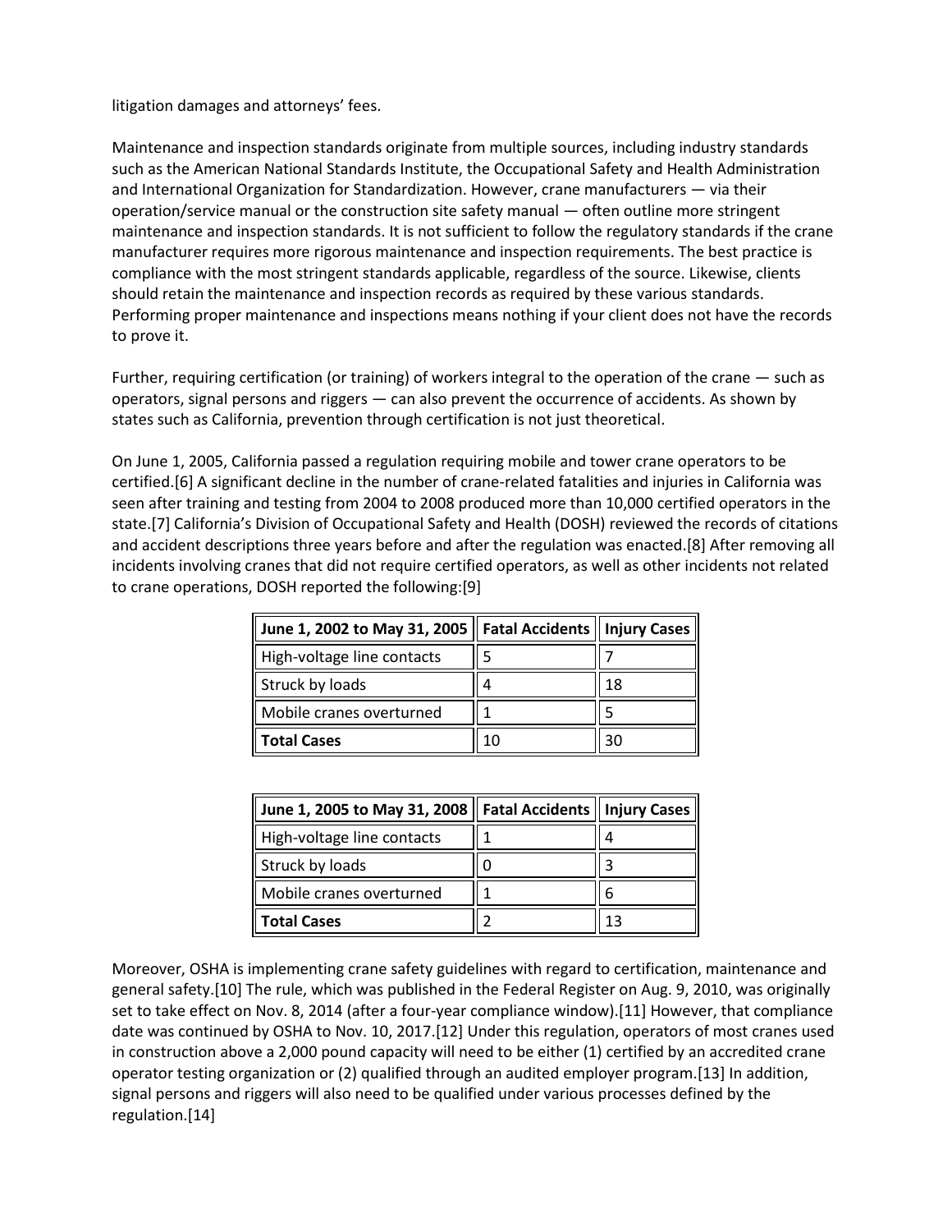litigation damages and attorneys' fees.

Maintenance and inspection standards originate from multiple sources, including industry standards such as the American National Standards Institute, the Occupational Safety and Health Administration and International Organization for Standardization. However, crane manufacturers — via their operation/service manual or the construction site safety manual — often outline more stringent maintenance and inspection standards. It is not sufficient to follow the regulatory standards if the crane manufacturer requires more rigorous maintenance and inspection requirements. The best practice is compliance with the most stringent standards applicable, regardless of the source. Likewise, clients should retain the maintenance and inspection records as required by these various standards. Performing proper maintenance and inspections means nothing if your client does not have the records to prove it.

Further, requiring certification (or training) of workers integral to the operation of the crane — such as operators, signal persons and riggers — can also prevent the occurrence of accidents. As shown by states such as California, prevention through certification is not just theoretical.

On June 1, 2005, California passed a regulation requiring mobile and tower crane operators to be certified.[6] A significant decline in the number of crane-related fatalities and injuries in California was seen after training and testing from 2004 to 2008 produced more than 10,000 certified operators in the state.[7] California's Division of Occupational Safety and Health (DOSH) reviewed the records of citations and accident descriptions three years before and after the regulation was enacted.[8] After removing all incidents involving cranes that did not require certified operators, as well as other incidents not related to crane operations, DOSH reported the following:[9]

| June 1, 2002 to May 31, 2005 | Fatal Accidents | Injury Cases |
| --- | --- | --- |
| High-voltage line contacts | 5 | 7 |
| Struck by loads | 4 | 18 |
| Mobile cranes overturned | 1 | 5 |
| **Total Cases** | 10 | 30 |

| June 1, 2005 to May 31, 2008 | Fatal Accidents | Injury Cases |
| --- | --- | --- |
| High-voltage line contacts | 1 | 4 |
| Struck by loads | 0 | 3 |
| Mobile cranes overturned | 1 | 6 |
| **Total Cases** | 2 | 13 |

Moreover, OSHA is implementing crane safety guidelines with regard to certification, maintenance and general safety.[10] The rule, which was published in the Federal Register on Aug. 9, 2010, was originally set to take effect on Nov. 8, 2014 (after a four-year compliance window).[11] However, that compliance date was continued by OSHA to Nov. 10, 2017.[12] Under this regulation, operators of most cranes used in construction above a 2,000 pound capacity will need to be either (1) certified by an accredited crane operator testing organization or (2) qualified through an audited employer program.[13] In addition, signal persons and riggers will also need to be qualified under various processes defined by the regulation.[14]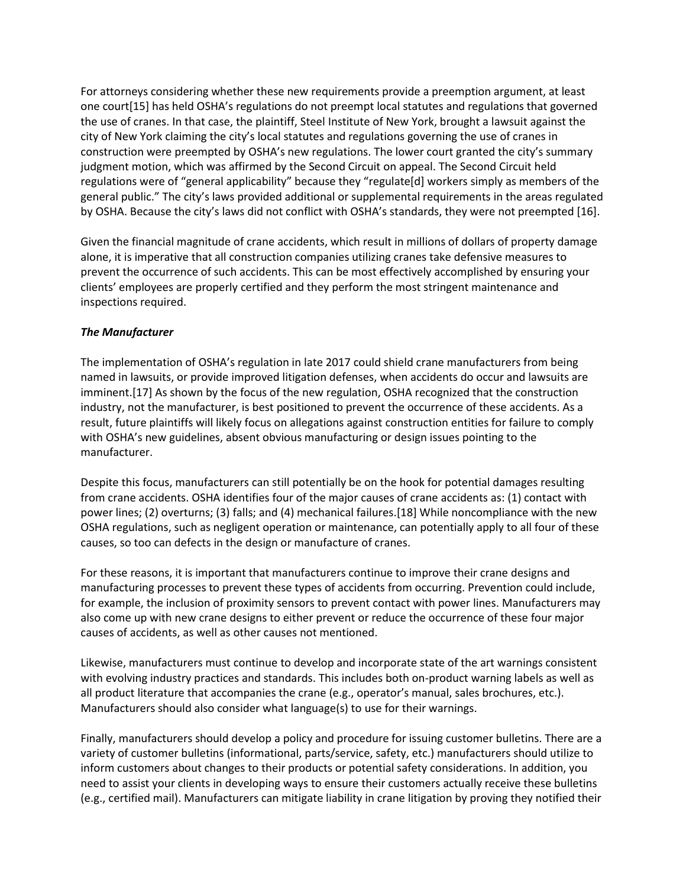For attorneys considering whether these new requirements provide a preemption argument, at least one court[15] has held OSHA's regulations do not preempt local statutes and regulations that governed the use of cranes. In that case, the plaintiff, Steel Institute of New York, brought a lawsuit against the city of New York claiming the city's local statutes and regulations governing the use of cranes in construction were preempted by OSHA's new regulations. The lower court granted the city's summary judgment motion, which was affirmed by the Second Circuit on appeal. The Second Circuit held regulations were of "general applicability" because they "regulate[d] workers simply as members of the general public." The city's laws provided additional or supplemental requirements in the areas regulated by OSHA. Because the city's laws did not conflict with OSHA's standards, they were not preempted [16].

Given the financial magnitude of crane accidents, which result in millions of dollars of property damage alone, it is imperative that all construction companies utilizing cranes take defensive measures to prevent the occurrence of such accidents. This can be most effectively accomplished by ensuring your clients' employees are properly certified and they perform the most stringent maintenance and inspections required.

***The Manufacturer***

The implementation of OSHA's regulation in late 2017 could shield crane manufacturers from being named in lawsuits, or provide improved litigation defenses, when accidents do occur and lawsuits are imminent.[17] As shown by the focus of the new regulation, OSHA recognized that the construction industry, not the manufacturer, is best positioned to prevent the occurrence of these accidents. As a result, future plaintiffs will likely focus on allegations against construction entities for failure to comply with OSHA's new guidelines, absent obvious manufacturing or design issues pointing to the manufacturer.

Despite this focus, manufacturers can still potentially be on the hook for potential damages resulting from crane accidents. OSHA identifies four of the major causes of crane accidents as: (1) contact with power lines; (2) overturns; (3) falls; and (4) mechanical failures.[18] While noncompliance with the new OSHA regulations, such as negligent operation or maintenance, can potentially apply to all four of these causes, so too can defects in the design or manufacture of cranes.

For these reasons, it is important that manufacturers continue to improve their crane designs and manufacturing processes to prevent these types of accidents from occurring. Prevention could include, for example, the inclusion of proximity sensors to prevent contact with power lines. Manufacturers may also come up with new crane designs to either prevent or reduce the occurrence of these four major causes of accidents, as well as other causes not mentioned.

Likewise, manufacturers must continue to develop and incorporate state of the art warnings consistent with evolving industry practices and standards. This includes both on-product warning labels as well as all product literature that accompanies the crane (e.g., operator's manual, sales brochures, etc.). Manufacturers should also consider what language(s) to use for their warnings.

Finally, manufacturers should develop a policy and procedure for issuing customer bulletins. There are a variety of customer bulletins (informational, parts/service, safety, etc.) manufacturers should utilize to inform customers about changes to their products or potential safety considerations. In addition, you need to assist your clients in developing ways to ensure their customers actually receive these bulletins (e.g., certified mail). Manufacturers can mitigate liability in crane litigation by proving they notified their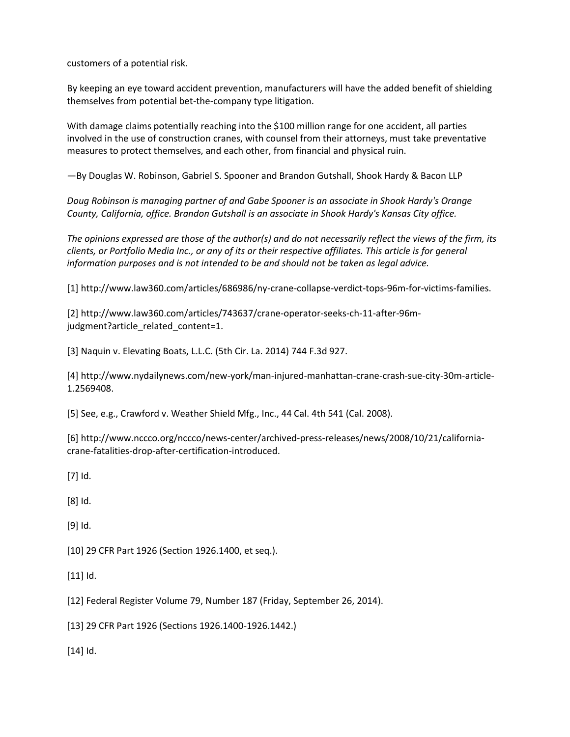customers of a potential risk.

By keeping an eye toward accident prevention, manufacturers will have the added benefit of shielding themselves from potential bet-the-company type litigation.

With damage claims potentially reaching into the $100 million range for one accident, all parties involved in the use of construction cranes, with counsel from their attorneys, must take preventative measures to protect themselves, and each other, from financial and physical ruin.

—By Douglas W. Robinson, Gabriel S. Spooner and Brandon Gutshall, Shook Hardy & Bacon LLP

*Doug Robinson is managing partner of and Gabe Spooner is an associate in Shook Hardy's Orange County, California, office. Brandon Gutshall is an associate in Shook Hardy's Kansas City office.*

*The opinions expressed are those of the author(s) and do not necessarily reflect the views of the firm, its clients, or Portfolio Media Inc., or any of its or their respective affiliates. This article is for general information purposes and is not intended to be and should not be taken as legal advice.*

[1] http://www.law360.com/articles/686986/ny-crane-collapse-verdict-tops-96m-for-victims-families.

[2] http://www.law360.com/articles/743637/crane-operator-seeks-ch-11-after-96m-judgment?article_related_content=1.

[3] Naquin v. Elevating Boats, L.L.C. (5th Cir. La. 2014) 744 F.3d 927.

[4] http://www.nydailynews.com/new-york/man-injured-manhattan-crane-crash-sue-city-30m-article-1.2569408.

[5] See, e.g., Crawford v. Weather Shield Mfg., Inc., 44 Cal. 4th 541 (Cal. 2008).

[6] http://www.nccco.org/nccco/news-center/archived-press-releases/news/2008/10/21/california-crane-fatalities-drop-after-certification-introduced.

[7] Id.

[8] Id.

[9] Id.

[10] 29 CFR Part 1926 (Section 1926.1400, et seq.).

[11] Id.

[12] Federal Register Volume 79, Number 187 (Friday, September 26, 2014).

[13] 29 CFR Part 1926 (Sections 1926.1400-1926.1442.)

[14] Id.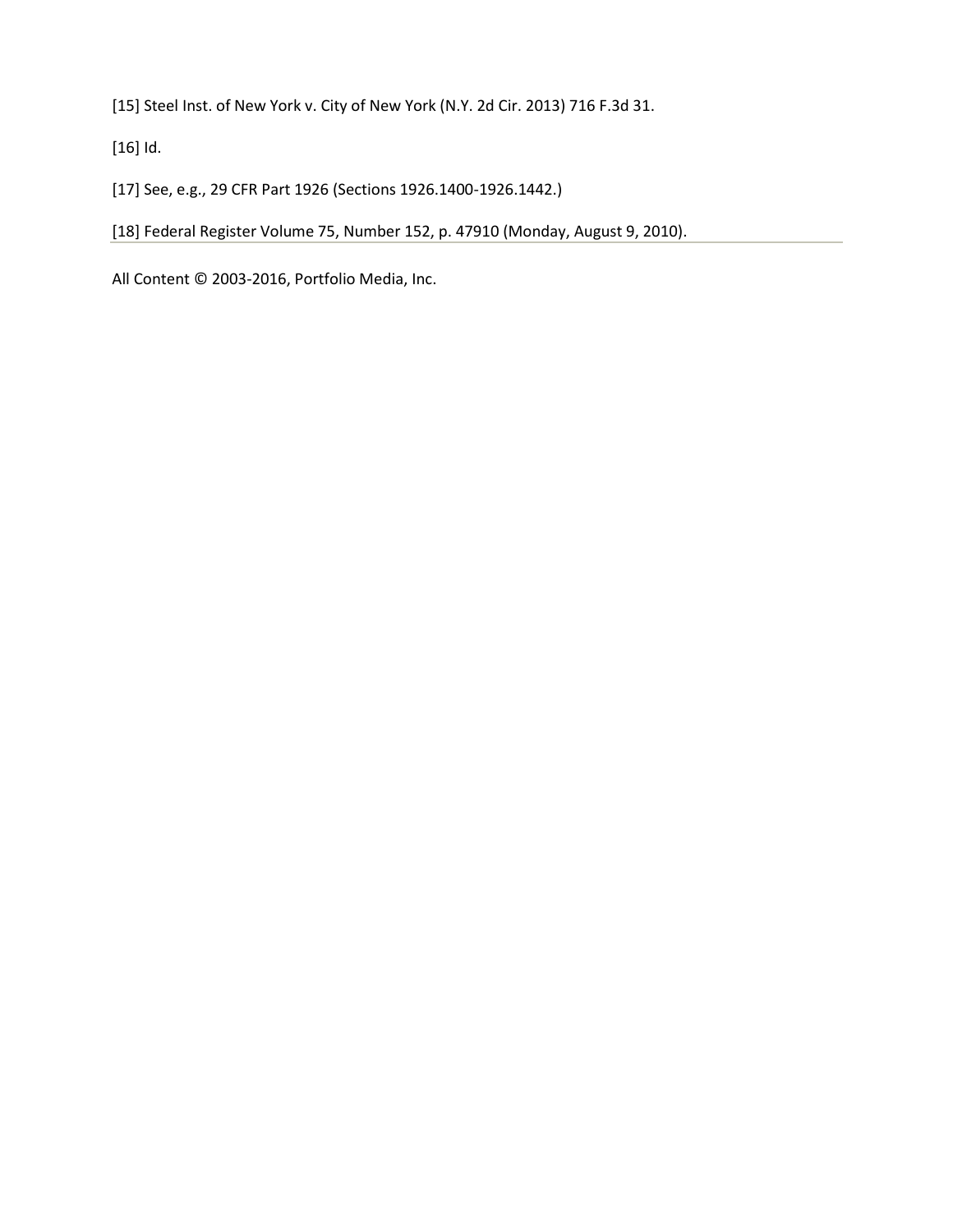[15] Steel Inst. of New York v. City of New York (N.Y. 2d Cir. 2013) 716 F.3d 31.

[16] Id.

[17] See, e.g., 29 CFR Part 1926 (Sections 1926.1400-1926.1442.)

[18] Federal Register Volume 75, Number 152, p. 47910 (Monday, August 9, 2010).

---

All Content © 2003-2016, Portfolio Media, Inc.